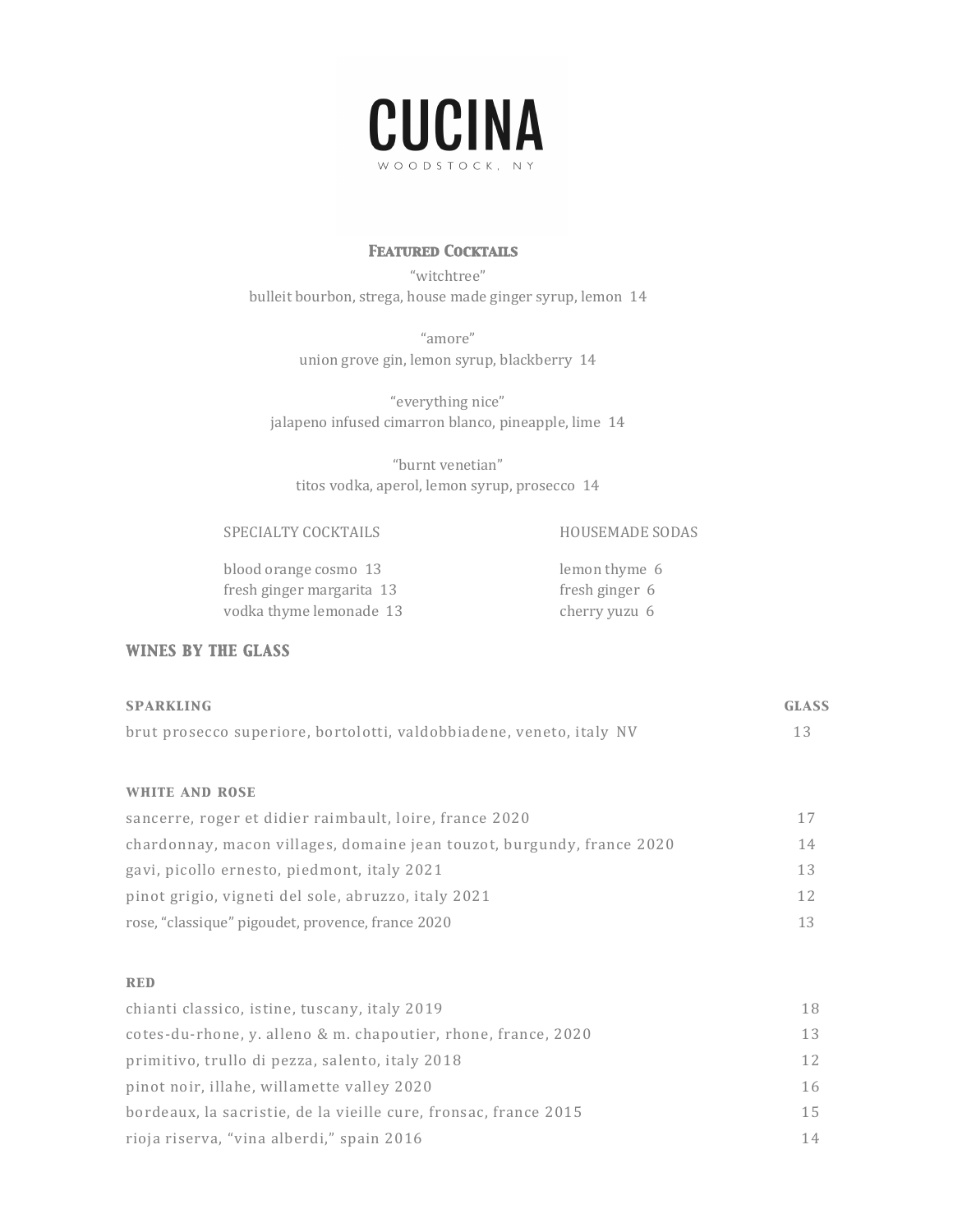# CUCINA

WOODSTOCK, NY

## Featured Cocktails

"witchtree"
bulleit bourbon, strega, house made ginger syrup, lemon 14

"amore"
union grove gin, lemon syrup, blackberry 14

"everything nice"
jalapeno infused cimarron blanco, pineapple, lime 14

"burnt venetian"
titos vodka, aperol, lemon syrup, prosecco 14

### SPECIALTY COCKTAILS

blood orange cosmo 13
fresh ginger margarita 13
vodka thyme lemonade 13

### HOUSEMADE SODAS

lemon thyme 6
fresh ginger 6
cherry yuzu 6

## WINES BY THE GLASS

| SPARKLING | GLASS |
|---|---|
| brut prosecco superiore, bortolotti, valdobbiadene, veneto, italy NV | 13 |

| WHITE AND ROSE | |
|---|---|
| sancerre, roger et didier raimbault, loire, france 2020 | 17 |
| chardonnay, macon villages, domaine jean touzot, burgundy, france 2020 | 14 |
| gavi, picollo ernesto, piedmont, italy 2021 | 13 |
| pinot grigio, vigneti del sole, abruzzo, italy 2021 | 12 |
| rose, "classique" pigoudet, provence, france 2020 | 13 |

| RED | |
|---|---|
| chianti classico, istine, tuscany, italy 2019 | 18 |
| cotes-du-rhone, y. alleno & m. chapoutier, rhone, france, 2020 | 13 |
| primitivo, trullo di pezza, salento, italy 2018 | 12 |
| pinot noir, illahe, willamette valley 2020 | 16 |
| bordeaux, la sacristie, de la vieille cure, fronsac, france 2015 | 15 |
| rioja riserva, "vina alberdi," spain 2016 | 14 |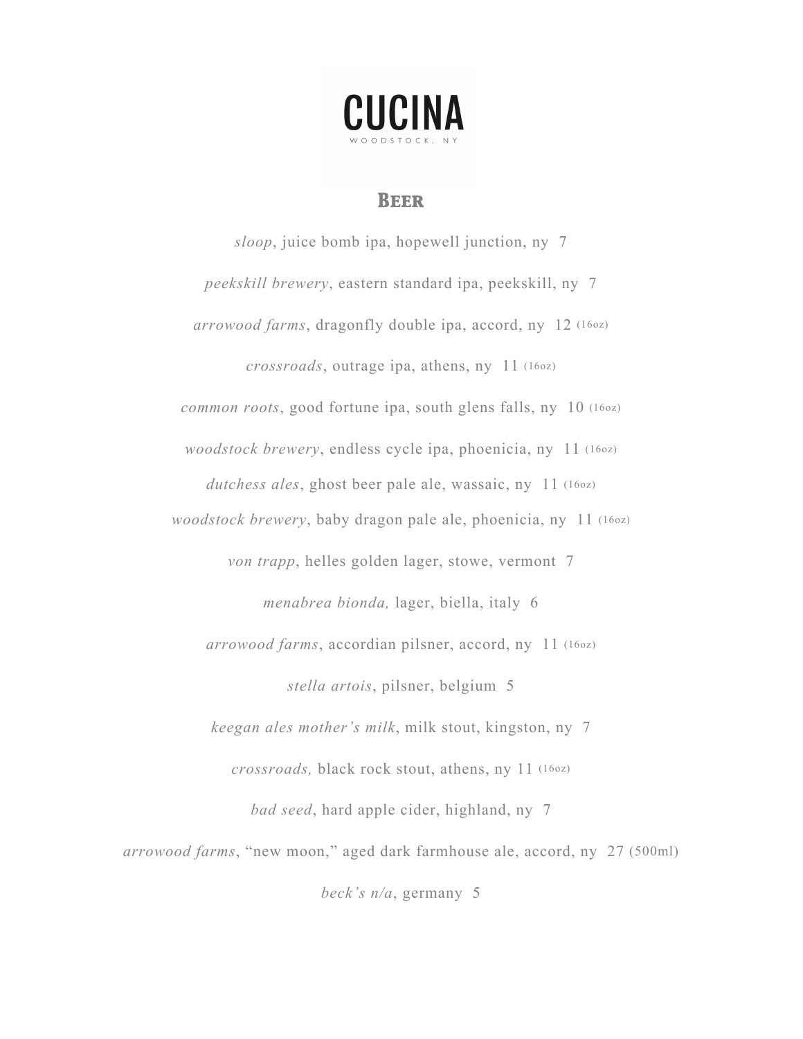# CUCINA

WOODSTOCK, NY

## Beer

*sloop*, juice bomb ipa, hopewell junction, ny 7

*peekskill brewery*, eastern standard ipa, peekskill, ny 7

*arrowood farms*, dragonfly double ipa, accord, ny 12 (16oz)

*crossroads*, outrage ipa, athens, ny 11 (16oz)

*common roots*, good fortune ipa, south glens falls, ny 10 (16oz)

*woodstock brewery*, endless cycle ipa, phoenicia, ny 11 (16oz)

*dutchess ales*, ghost beer pale ale, wassaic, ny 11 (16oz)

*woodstock brewery*, baby dragon pale ale, phoenicia, ny 11 (16oz)

*von trapp*, helles golden lager, stowe, vermont 7

*menabrea bionda,* lager, biella, italy 6

*arrowood farms*, accordian pilsner, accord, ny 11 (16oz)

*stella artois*, pilsner, belgium 5

*keegan ales mother's milk*, milk stout, kingston, ny 7

*crossroads,* black rock stout, athens, ny 11 (16oz)

*bad seed*, hard apple cider, highland, ny 7

*arrowood farms*, "new moon," aged dark farmhouse ale, accord, ny 27 (500ml)

*beck's n/a*, germany 5